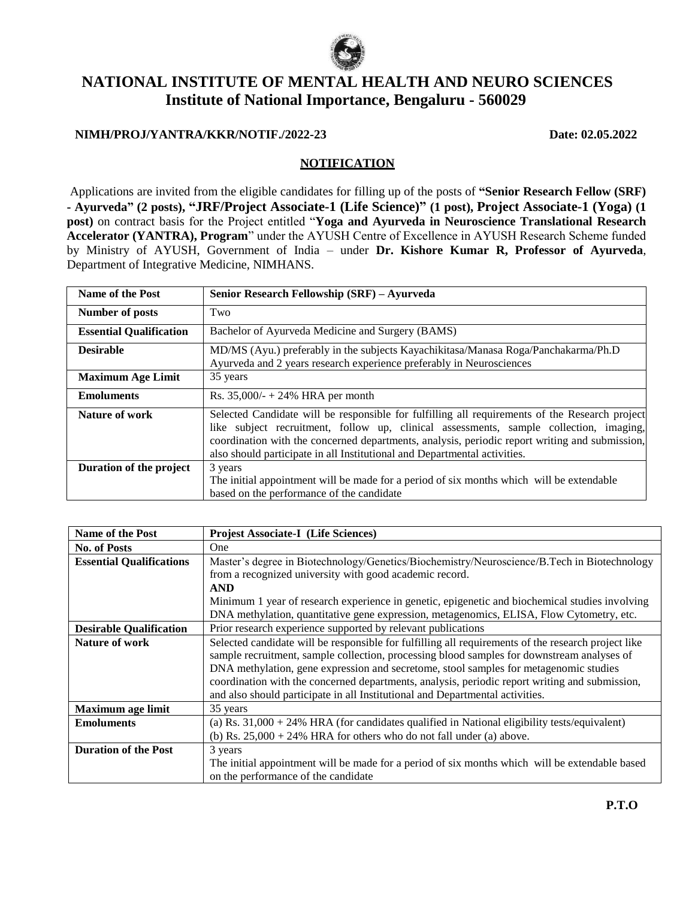# NATIONAL INSTITUTE OF MENTAL HEALTH AND NEURO SCIENCES
## Institute of National Importance, Bengaluru - 560029

**NIMH/PROJ/YANTRA/KKR/NOTIF./2022-23** **Date: 02.05.2022**

**NOTIFICATION**

Applications are invited from the eligible candidates for filling up of the posts of **"Senior Research Fellow (SRF) - Ayurveda" (2 posts), "JRF/Project Associate-1 (Life Science)" (1 post), Project Associate-1 (Yoga) (1 post)** on contract basis for the Project entitled "**Yoga and Ayurveda in Neuroscience Translational Research Accelerator (YANTRA), Program**" under the AYUSH Centre of Excellence in AYUSH Research Scheme funded by Ministry of AYUSH, Government of India – under **Dr. Kishore Kumar R, Professor of Ayurveda**, Department of Integrative Medicine, NIMHANS.

| **Name of the Post** | **Senior Research Fellowship (SRF) – Ayurveda** |
|---|---|
| **Number of posts** | Two |
| **Essential Qualification** | Bachelor of Ayurveda Medicine and Surgery (BAMS) |
| **Desirable** | MD/MS (Ayu.) preferably in the subjects Kayachikitasa/Manasa Roga/Panchakarma/Ph.D Ayurveda and 2 years research experience preferably in Neurosciences |
| **Maximum Age Limit** | 35 years |
| **Emoluments** | Rs. 35,000/- + 24% HRA per month |
| **Nature of work** | Selected Candidate will be responsible for fulfilling all requirements of the Research project like subject recruitment, follow up, clinical assessments, sample collection, imaging, coordination with the concerned departments, analysis, periodic report writing and submission, also should participate in all Institutional and Departmental activities. |
| **Duration of the project** | 3 years<br>The initial appointment will be made for a period of six months which will be extendable based on the performance of the candidate |

| **Name of the Post** | **Projest Associate-I (Life Sciences)** |
|---|---|
| **No. of Posts** | One |
| **Essential Qualifications** | Master's degree in Biotechnology/Genetics/Biochemistry/Neuroscience/B.Tech in Biotechnology from a recognized university with good academic record.<br>**AND**<br>Minimum 1 year of research experience in genetic, epigenetic and biochemical studies involving DNA methylation, quantitative gene expression, metagenomics, ELISA, Flow Cytometry, etc. |
| **Desirable Qualification** | Prior research experience supported by relevant publications |
| **Nature of work** | Selected candidate will be responsible for fulfilling all requirements of the research project like sample recruitment, sample collection, processing blood samples for downstream analyses of DNA methylation, gene expression and secretome, stool samples for metagenomic studies coordination with the concerned departments, analysis, periodic report writing and submission, and also should participate in all Institutional and Departmental activities. |
| **Maximum age limit** | 35 years |
| **Emoluments** | (a) Rs. 31,000 + 24% HRA (for candidates qualified in National eligibility tests/equivalent)<br>(b) Rs. 25,000 + 24% HRA for others who do not fall under (a) above. |
| **Duration of the Post** | 3 years<br>The initial appointment will be made for a period of six months which will be extendable based on the performance of the candidate |

**P.T.O**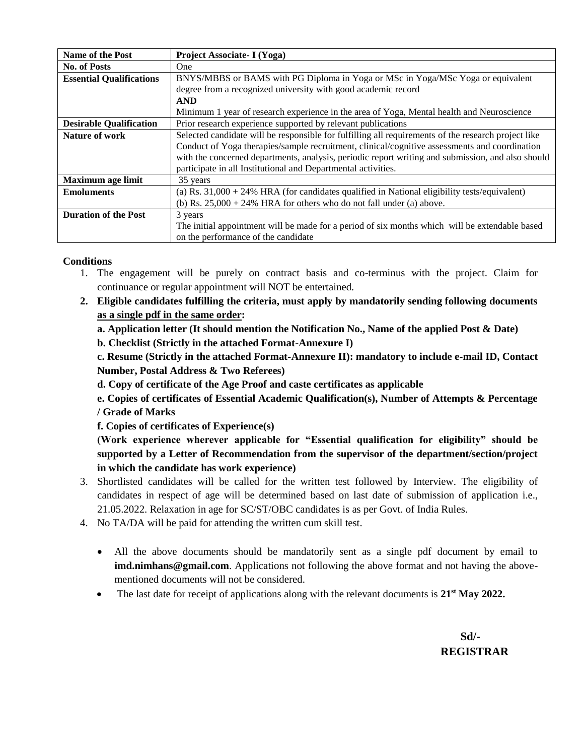| **Name of the Post** | **Project Associate- I (Yoga)** |
|---|---|
| **No. of Posts** | One |
| **Essential Qualifications** | BNYS/MBBS or BAMS with PG Diploma in Yoga or MSc in Yoga/MSc Yoga or equivalent degree from a recognized university with good academic record<br>**AND**<br>Minimum 1 year of research experience in the area of Yoga, Mental health and Neuroscience |
| **Desirable Qualification** | Prior research experience supported by relevant publications |
| **Nature of work** | Selected candidate will be responsible for fulfilling all requirements of the research project like Conduct of Yoga therapies/sample recruitment, clinical/cognitive assessments and coordination with the concerned departments, analysis, periodic report writing and submission, and also should participate in all Institutional and Departmental activities. |
| **Maximum age limit** | 35 years |
| **Emoluments** | (a) Rs. 31,000 + 24% HRA (for candidates qualified in National eligibility tests/equivalent)<br>(b) Rs. 25,000 + 24% HRA for others who do not fall under (a) above. |
| **Duration of the Post** | 3 years<br>The initial appointment will be made for a period of six months which will be extendable based on the performance of the candidate |

**Conditions**

1. The engagement will be purely on contract basis and co-terminus with the project. Claim for continuance or regular appointment will NOT be entertained.
2. **Eligible candidates fulfilling the criteria, must apply by mandatorily sending following documents <u>as a single pdf in the same order</u>:**

   **a. Application letter (It should mention the Notification No., Name of the applied Post & Date)**

   **b. Checklist (Strictly in the attached Format-Annexure I)**

   **c. Resume (Strictly in the attached Format-Annexure II): mandatory to include e-mail ID, Contact Number, Postal Address & Two Referees)**

   **d. Copy of certificate of the Age Proof and caste certificates as applicable**

   **e. Copies of certificates of Essential Academic Qualification(s), Number of Attempts & Percentage / Grade of Marks**

   **f. Copies of certificates of Experience(s)**

   **(Work experience wherever applicable for "Essential qualification for eligibility" should be supported by a Letter of Recommendation from the supervisor of the department/section/project in which the candidate has work experience)**
3. Shortlisted candidates will be called for the written test followed by Interview. The eligibility of candidates in respect of age will be determined based on last date of submission of application i.e., 21.05.2022. Relaxation in age for SC/ST/OBC candidates is as per Govt. of India Rules.
4. No TA/DA will be paid for attending the written cum skill test.

- All the above documents should be mandatorily sent as a single pdf document by email to **imd.nimhans@gmail.com**. Applications not following the above format and not having the above-mentioned documents will not be considered.
- The last date for receipt of applications along with the relevant documents is **21st May 2022.**

**Sd/-**
**REGISTRAR**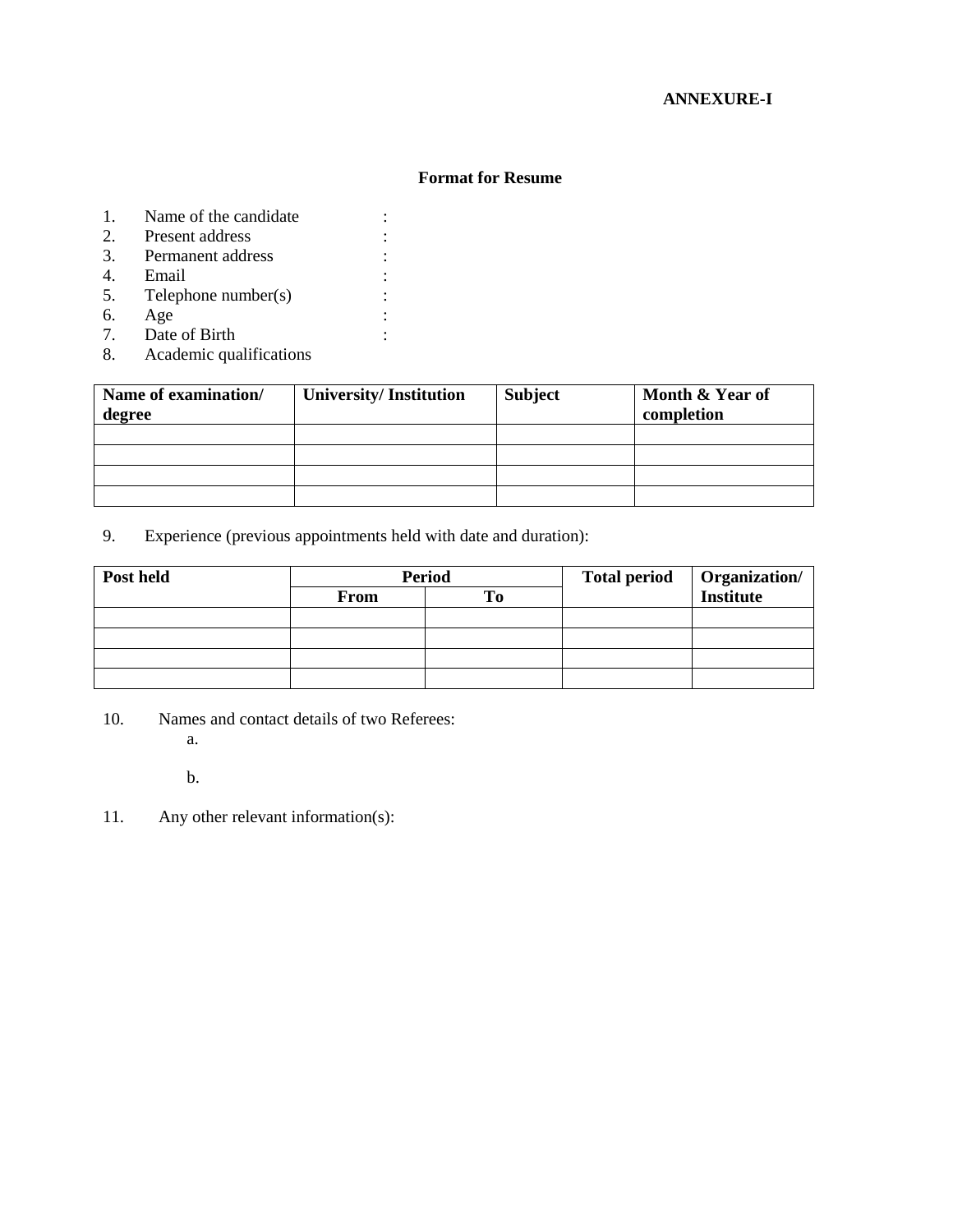**ANNEXURE-I**

## Format for Resume

1. Name of the candidate :
2. Present address :
3. Permanent address :
4. Email :
5. Telephone number(s) :
6. Age :
7. Date of Birth :
8. Academic qualifications

| Name of examination/ degree | University/ Institution | Subject | Month & Year of completion |
|---|---|---|---|
| | | | |
| | | | |
| | | | |
| | | | |

9. Experience (previous appointments held with date and duration):

| Post held | Period | | Total period | Organization/ Institute |
|---|---|---|---|---|
| | From | To | | |
| | | | | |
| | | | | |
| | | | | |
| | | | | |

10. Names and contact details of two Referees:
    a.

    b.

11. Any other relevant information(s):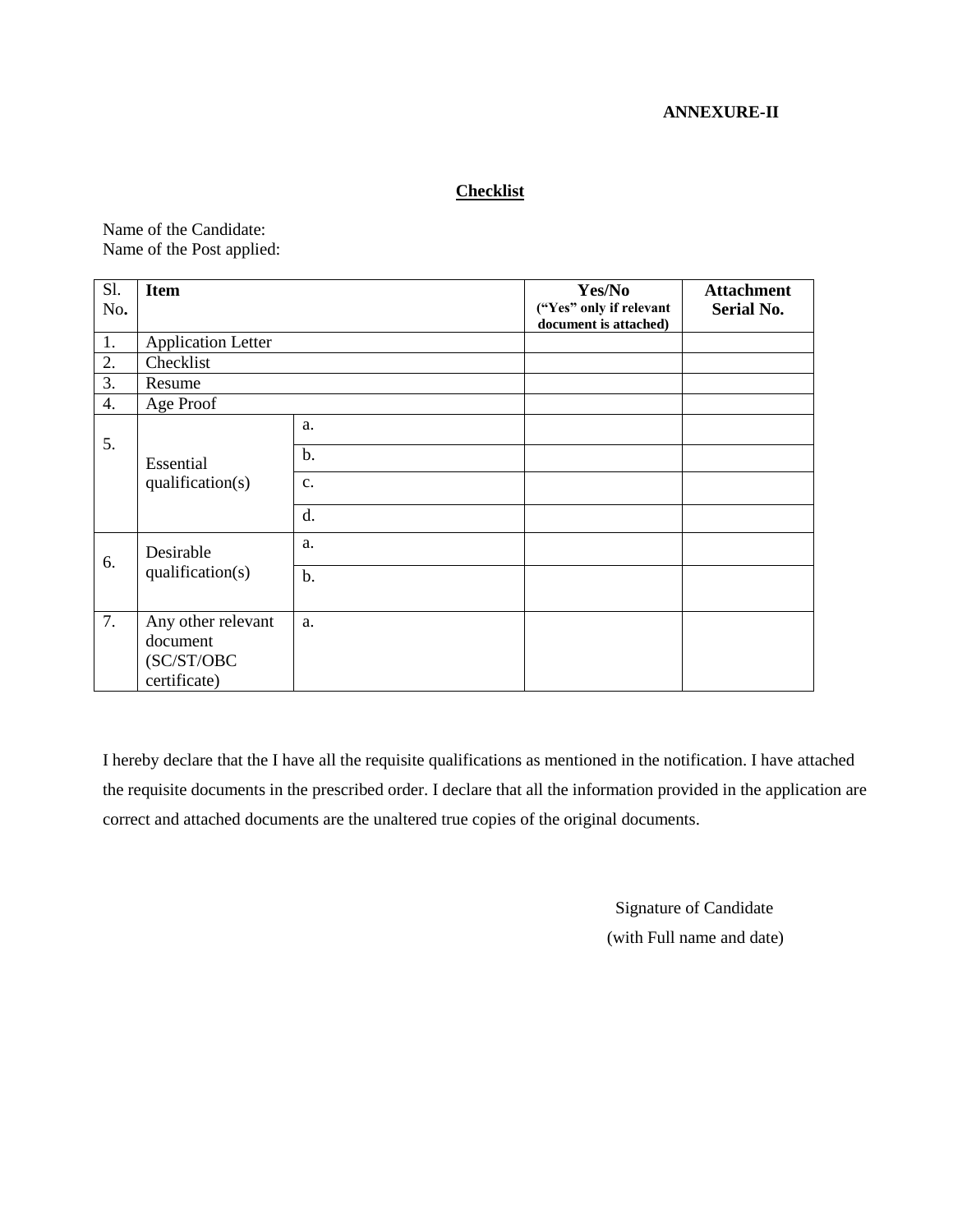**ANNEXURE-II**

## Checklist

Name of the Candidate:
Name of the Post applied:

| Sl. No. | Item | | Yes/No ("Yes" only if relevant document is attached) | Attachment Serial No. |
|---|---|---|---|---|
| 1. | Application Letter | | | |
| 2. | Checklist | | | |
| 3. | Resume | | | |
| 4. | Age Proof | | | |
| 5. | Essential qualification(s) | a. | | |
| | | b. | | |
| | | c. | | |
| | | d. | | |
| 6. | Desirable qualification(s) | a. | | |
| | | b. | | |
| 7. | Any other relevant document (SC/ST/OBC certificate) | a. | | |

I hereby declare that the I have all the requisite qualifications as mentioned in the notification. I have attached the requisite documents in the prescribed order. I declare that all the information provided in the application are correct and attached documents are the unaltered true copies of the original documents.

Signature of Candidate
(with Full name and date)